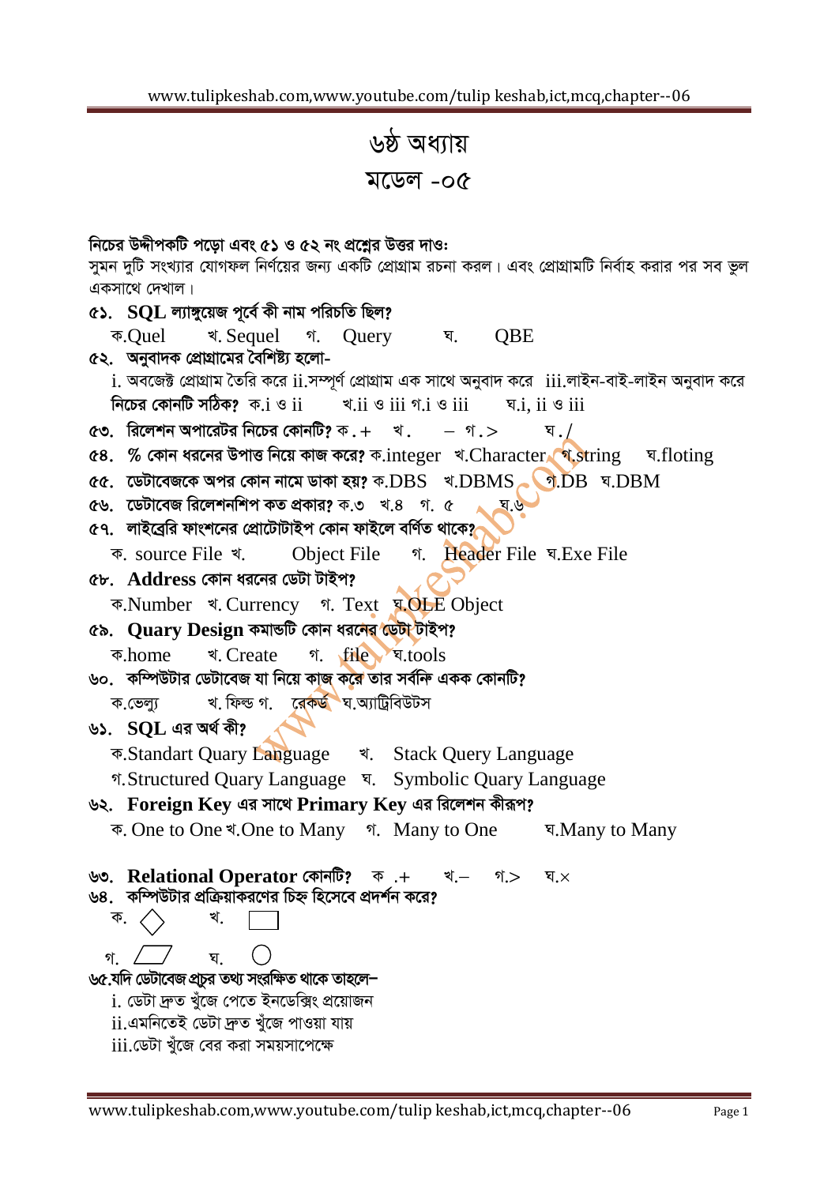# ৬ষ্ঠ অধ্যায়

## মডেল -০৫

**নিচের উদ্দীপকটি পড়ো এবং ৫১ ও ৫২ নং প্রশ্নের উত্তর দাওঃ**

সুমন দুটি সংখ্যার যোগফল নির্ণয়ের জন্য একটি প্রোগ্রাম রচনা করল। এবং প্রোগ্রামটি নির্বাহ করার পর সব ভুল একসাথে দেখাল।

**৫১. SQL ল্যাঙ্গুয়েজ পূর্বে কী নাম পরিচিতি ছিল?**
ক.Quel খ. Sequel গ. Query ঘ. QBE

**৫২. অনুবাদক প্রোগ্রামের বৈশিষ্ট্য হলো-**
i. অবজেক্ট প্রোগ্রাম তৈরি করে ii.সম্পূর্ণ প্রোগ্রাম এক সাথে অনুবাদ করে iii.লাইন-বাই-লাইন অনুবাদ করে
**নিচের কোনটি সঠিক?** ক.i ও ii খ.ii ও iii গ.i ও iii ঘ.i, ii ও iii

**৫৩. রিলেশন অপারেটর নিচের কোনটি?** ক . + খ . – গ . > ঘ . /

**৫৪. % কোন ধরনের উপাত্ত নিয়ে কাজ করে?** ক.integer খ.Character গ.string ঘ.floting

**৫৫. ডেটাবেজকে অপর কোন নামে ডাকা হয়?** ক.DBS খ.DBMS গ.DB ঘ.DBM

**৫৬. ডেটাবেজ রিলেশনশিপ কত প্রকার?** ক.৩ খ.৪ গ. ৫ ঘ.৬

**৫৭. লাইব্রেরি ফাংশনের প্রোটোটাইপ কোন ফাইলে বর্ণিত থাকে?**
ক. source File খ. Object File গ. Header File ঘ.Exe File

**৫৮. Address কোন ধরনের ডেটা টাইপ?**
ক.Number খ. Currency গ. Text ঘ.OLE Object

**৫৯. Quary Design কমান্ডটি কোন ধরনের ডেটা টাইপ?**
ক.home খ. Create গ. file ঘ.tools

**৬০. কম্পিউটার ডেটাবেজ যা নিয়ে কাজ করে তার সর্বনিম্ন একক কোনটি?**
ক.ভেল্যু খ. ফিল্ড গ. রেকর্ড ঘ.অ্যাট্রিবিউটস

**৬১. SQL এর অর্থ কী?**
ক.Standart Quary Language খ. Stack Query Language
গ.Structured Quary Language ঘ. Symbolic Quary Language

**৬২. Foreign Key এর সাথে Primary Key এর রিলেশন কীরূপ?**
ক. One to One খ.One to Many গ. Many to One ঘ.Many to Many

**৬৩. Relational Operator কোনটি?** ক .+ খ.– গ.> ঘ.×

**৬৪. কম্পিউটার প্রক্রিয়াকরণের চিহ্ন হিসেবে প্রদর্শন করে?**
ক. ◇ খ. ▭
গ. ▱ ঘ. ○

**৬৫.যদি ডেটাবেজ প্রচুর তথ্য সংরক্ষিত থাকে তাহলে–**
i. ডেটা দ্রুত খুঁজে পেতে ইনডেক্সিং প্রয়োজন
ii.এমনিতেই ডেটা দ্রুত খুঁজে পাওয়া যায়
iii.ডেটা খুঁজে বের করা সময়সাপেক্ষে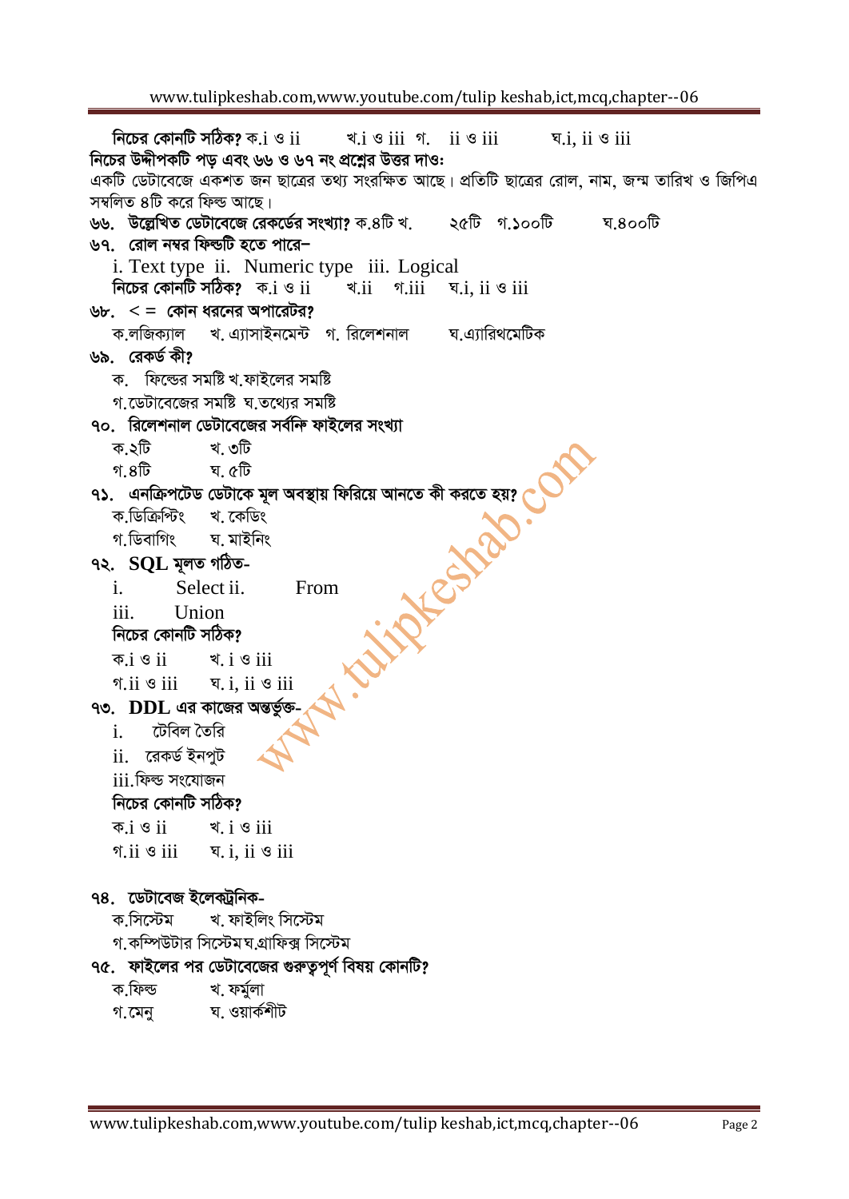**নিচের কোনটি সঠিক?** ক.i ও ii খ.i ও iii গ. ii ও iii ঘ.i, ii ও iii

**নিচের উদ্দীপকটি পড় এবং ৬৬ ও ৬৭ নং প্রশ্নের উত্তর দাও:**

একটি ডেটাবেজে একশত জন ছাত্রের তথ্য সংরক্ষিত আছে। প্রতিটি ছাত্রের রোল, নাম, জন্ম তারিখ ও জিপিএ সম্বলিত ৪টি করে ফিল্ড আছে।

**৬৬. উল্লেখিত ডেটাবেজে রেকর্ডের সংখ্যা?** ক.৪টি খ. ২৫টি গ.১০০টি ঘ.৪০০টি

**৬৭. রোল নম্বর ফিল্ডটি হতে পারে–**

i. Text type ii. Numeric type iii. Logical

**নিচের কোনটি সঠিক?** ক.i ও ii খ.ii গ.iii ঘ.i, ii ও iii

**৬৮. < = কোন ধরনের অপারেটর?**

ক.লজিক্যাল খ. এ্যাসাইনমেন্ট গ. রিলেশনাল ঘ.এ্যারিথমেটিক

**৬৯. রেকর্ড কী?**

ক. ফিল্ডের সমষ্টি খ.ফাইলের সমষ্টি

গ.ডেটাবেজের সমষ্টি ঘ.তথ্যের সমষ্টি

**৭০. রিলেশনাল ডেটাবেজের সর্বনিম্ন ফাইলের সংখ্যা**

ক.২টি খ. ৩টি

গ.৪টি ঘ. ৫টি

**৭১. এনক্রিপটেড ডেটাকে মূল অবস্থায় ফিরিয়ে আনতে কী করতে হয়?**

ক.ডিক্রিপ্টিং খ. কেডিং

গ.ডিবাগিং ঘ. মাইনিং

**৭২. SQL মূলত গঠিত-**

i. Select ii. From

iii. Union

**নিচের কোনটি সঠিক?**

ক.i ও ii খ. i ও iii

গ.ii ও iii ঘ. i, ii ও iii

**৭৩. DDL এর কাজের অন্তর্ভুক্ত-**

i. টেবিল তৈরি

ii. রেকর্ড ইনপুট

iii.ফিল্ড সংযোজন

**নিচের কোনটি সঠিক?**

ক.i ও ii খ. i ও iii

গ.ii ও iii ঘ. i, ii ও iii

**৭৪. ডেটাবেজ ইলেকট্রনিক-**

ক.সিস্টেম খ. ফাইলিং সিস্টেম

গ.কম্পিউটার সিস্টেম ঘ.গ্রাফিক্স সিস্টেম

**৭৫. ফাইলের পর ডেটাবেজের গুরুত্বপূর্ণ বিষয় কোনটি?**

ক.ফিল্ড খ. ফর্মুলা

গ.মেনু ঘ. ওয়ার্কশীট